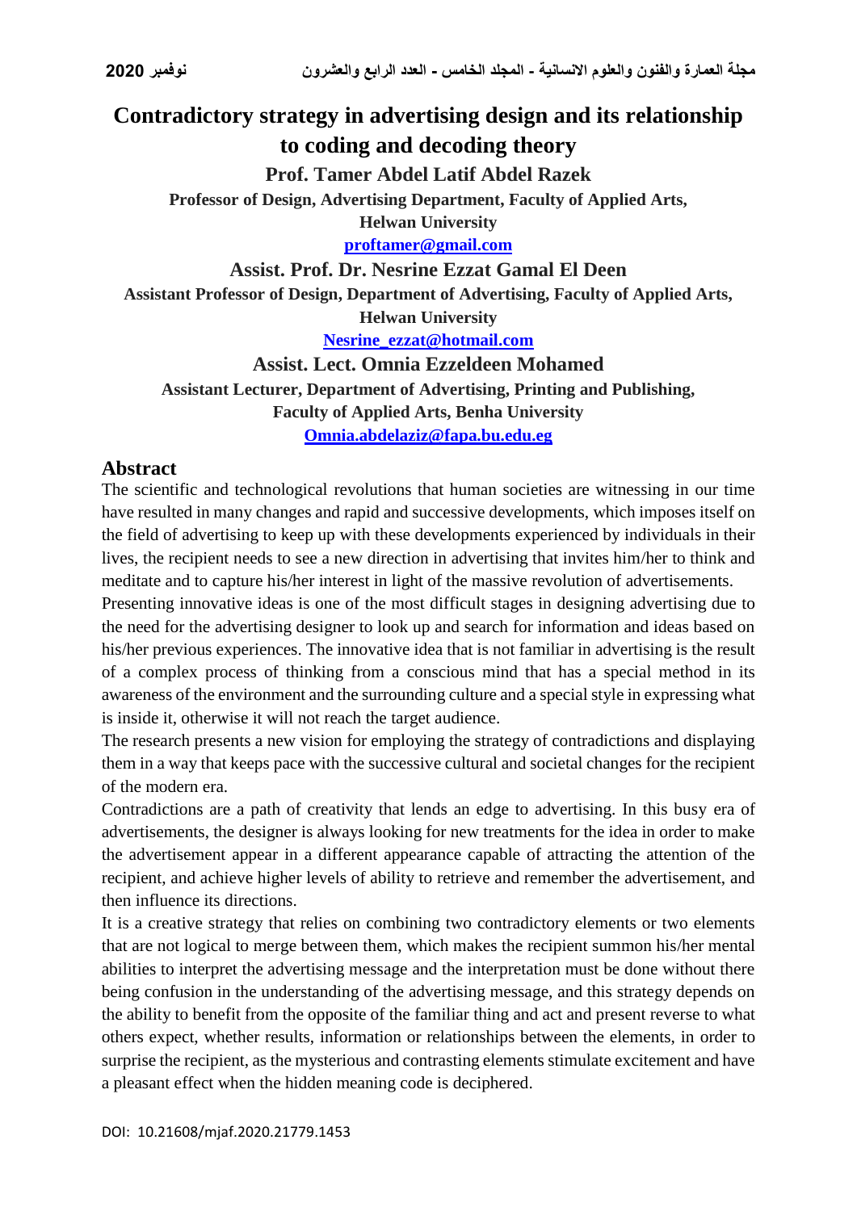# Contradictory strategy in advertising design and its relationship to coding and decoding theory

**Prof. Tamer Abdel Latif Abdel Razek**

**Professor of Design, Advertising Department, Faculty of Applied Arts, Helwan University**

**proftamer@gmail.com**

**Assist. Prof. Dr. Nesrine Ezzat Gamal El Deen**

**Assistant Professor of Design, Department of Advertising, Faculty of Applied Arts, Helwan University**

**Nesrine_ezzat@hotmail.com**

**Assist. Lect. Omnia Ezzeldeen Mohamed**

**Assistant Lecturer, Department of Advertising, Printing and Publishing, Faculty of Applied Arts, Benha University**

**Omnia.abdelaziz@fapa.bu.edu.eg**

## Abstract

The scientific and technological revolutions that human societies are witnessing in our time have resulted in many changes and rapid and successive developments, which imposes itself on the field of advertising to keep up with these developments experienced by individuals in their lives, the recipient needs to see a new direction in advertising that invites him/her to think and meditate and to capture his/her interest in light of the massive revolution of advertisements.

Presenting innovative ideas is one of the most difficult stages in designing advertising due to the need for the advertising designer to look up and search for information and ideas based on his/her previous experiences. The innovative idea that is not familiar in advertising is the result of a complex process of thinking from a conscious mind that has a special method in its awareness of the environment and the surrounding culture and a special style in expressing what is inside it, otherwise it will not reach the target audience.

The research presents a new vision for employing the strategy of contradictions and displaying them in a way that keeps pace with the successive cultural and societal changes for the recipient of the modern era.

Contradictions are a path of creativity that lends an edge to advertising. In this busy era of advertisements, the designer is always looking for new treatments for the idea in order to make the advertisement appear in a different appearance capable of attracting the attention of the recipient, and achieve higher levels of ability to retrieve and remember the advertisement, and then influence its directions.

It is a creative strategy that relies on combining two contradictory elements or two elements that are not logical to merge between them, which makes the recipient summon his/her mental abilities to interpret the advertising message and the interpretation must be done without there being confusion in the understanding of the advertising message, and this strategy depends on the ability to benefit from the opposite of the familiar thing and act and present reverse to what others expect, whether results, information or relationships between the elements, in order to surprise the recipient, as the mysterious and contrasting elements stimulate excitement and have a pleasant effect when the hidden meaning code is deciphered.

DOI: 10.21608/mjaf.2020.21779.1453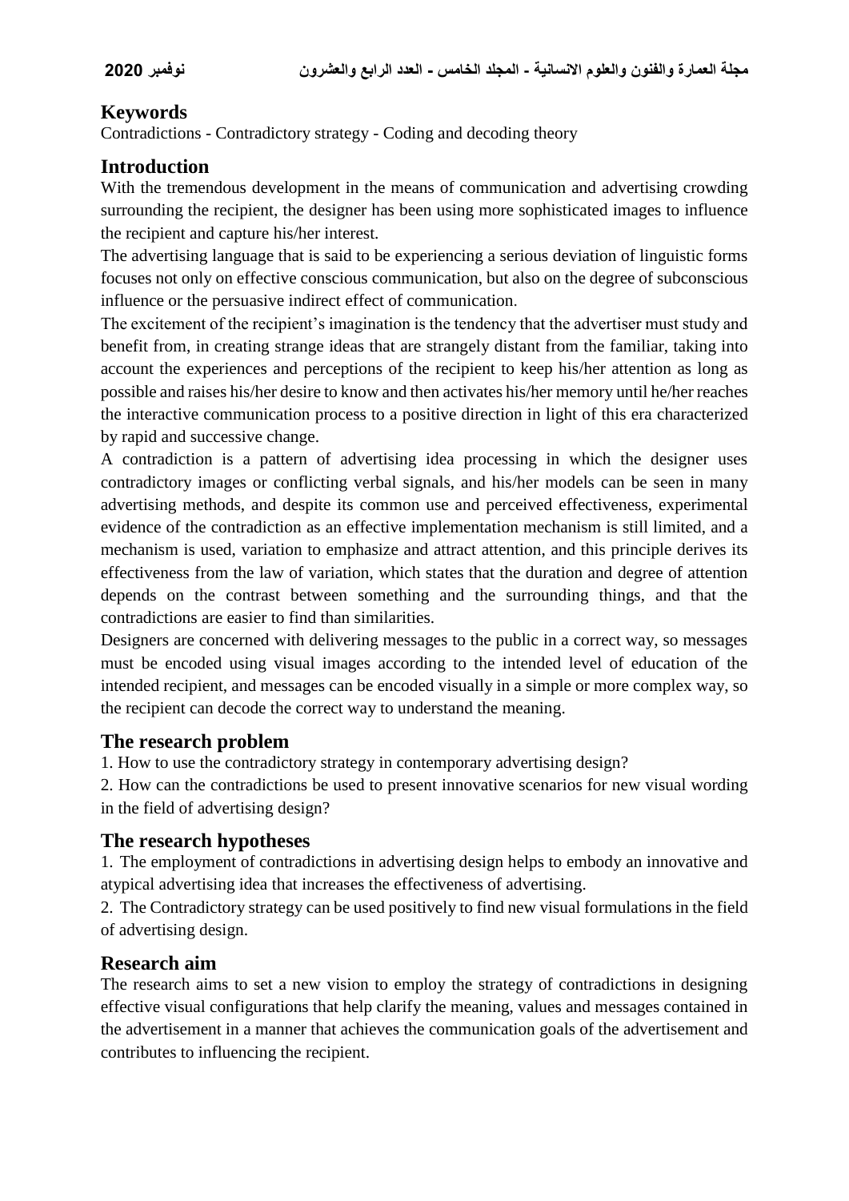## Keywords

Contradictions - Contradictory strategy - Coding and decoding theory

## Introduction

With the tremendous development in the means of communication and advertising crowding surrounding the recipient, the designer has been using more sophisticated images to influence the recipient and capture his/her interest.

The advertising language that is said to be experiencing a serious deviation of linguistic forms focuses not only on effective conscious communication, but also on the degree of subconscious influence or the persuasive indirect effect of communication.

The excitement of the recipient's imagination is the tendency that the advertiser must study and benefit from, in creating strange ideas that are strangely distant from the familiar, taking into account the experiences and perceptions of the recipient to keep his/her attention as long as possible and raises his/her desire to know and then activates his/her memory until he/her reaches the interactive communication process to a positive direction in light of this era characterized by rapid and successive change.

A contradiction is a pattern of advertising idea processing in which the designer uses contradictory images or conflicting verbal signals, and his/her models can be seen in many advertising methods, and despite its common use and perceived effectiveness, experimental evidence of the contradiction as an effective implementation mechanism is still limited, and a mechanism is used, variation to emphasize and attract attention, and this principle derives its effectiveness from the law of variation, which states that the duration and degree of attention depends on the contrast between something and the surrounding things, and that the contradictions are easier to find than similarities.

Designers are concerned with delivering messages to the public in a correct way, so messages must be encoded using visual images according to the intended level of education of the intended recipient, and messages can be encoded visually in a simple or more complex way, so the recipient can decode the correct way to understand the meaning.

## The research problem

1. How to use the contradictory strategy in contemporary advertising design?
2. How can the contradictions be used to present innovative scenarios for new visual wording in the field of advertising design?

## The research hypotheses

1. The employment of contradictions in advertising design helps to embody an innovative and atypical advertising idea that increases the effectiveness of advertising.
2. The Contradictory strategy can be used positively to find new visual formulations in the field of advertising design.

## Research aim

The research aims to set a new vision to employ the strategy of contradictions in designing effective visual configurations that help clarify the meaning, values and messages contained in the advertisement in a manner that achieves the communication goals of the advertisement and contributes to influencing the recipient.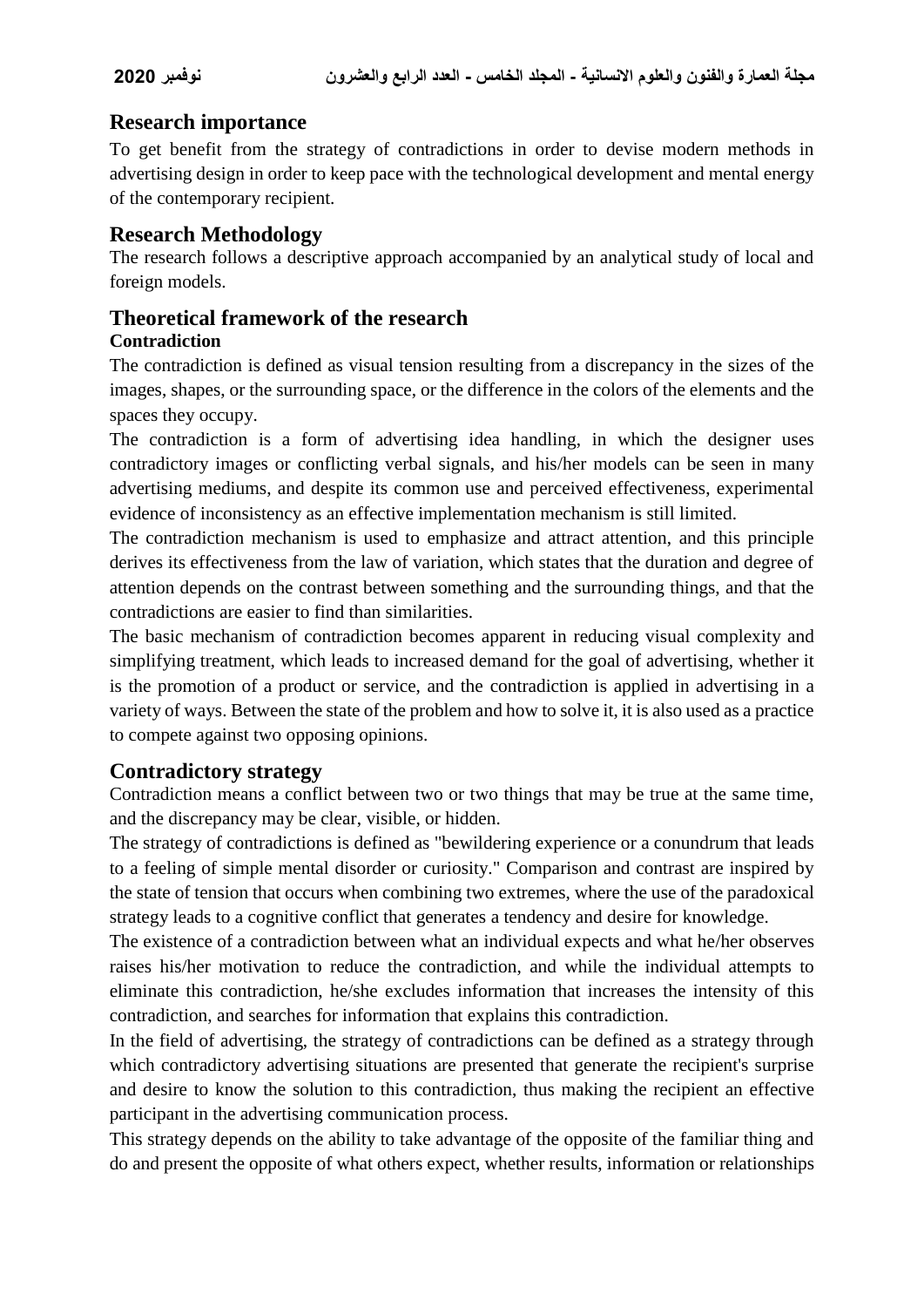## Research importance

To get benefit from the strategy of contradictions in order to devise modern methods in advertising design in order to keep pace with the technological development and mental energy of the contemporary recipient.

## Research Methodology

The research follows a descriptive approach accompanied by an analytical study of local and foreign models.

## Theoretical framework of the research

### Contradiction

The contradiction is defined as visual tension resulting from a discrepancy in the sizes of the images, shapes, or the surrounding space, or the difference in the colors of the elements and the spaces they occupy.

The contradiction is a form of advertising idea handling, in which the designer uses contradictory images or conflicting verbal signals, and his/her models can be seen in many advertising mediums, and despite its common use and perceived effectiveness, experimental evidence of inconsistency as an effective implementation mechanism is still limited.

The contradiction mechanism is used to emphasize and attract attention, and this principle derives its effectiveness from the law of variation, which states that the duration and degree of attention depends on the contrast between something and the surrounding things, and that the contradictions are easier to find than similarities.

The basic mechanism of contradiction becomes apparent in reducing visual complexity and simplifying treatment, which leads to increased demand for the goal of advertising, whether it is the promotion of a product or service, and the contradiction is applied in advertising in a variety of ways. Between the state of the problem and how to solve it, it is also used as a practice to compete against two opposing opinions.

## Contradictory strategy

Contradiction means a conflict between two or two things that may be true at the same time, and the discrepancy may be clear, visible, or hidden.

The strategy of contradictions is defined as "bewildering experience or a conundrum that leads to a feeling of simple mental disorder or curiosity." Comparison and contrast are inspired by the state of tension that occurs when combining two extremes, where the use of the paradoxical strategy leads to a cognitive conflict that generates a tendency and desire for knowledge.

The existence of a contradiction between what an individual expects and what he/her observes raises his/her motivation to reduce the contradiction, and while the individual attempts to eliminate this contradiction, he/she excludes information that increases the intensity of this contradiction, and searches for information that explains this contradiction.

In the field of advertising, the strategy of contradictions can be defined as a strategy through which contradictory advertising situations are presented that generate the recipient's surprise and desire to know the solution to this contradiction, thus making the recipient an effective participant in the advertising communication process.

This strategy depends on the ability to take advantage of the opposite of the familiar thing and do and present the opposite of what others expect, whether results, information or relationships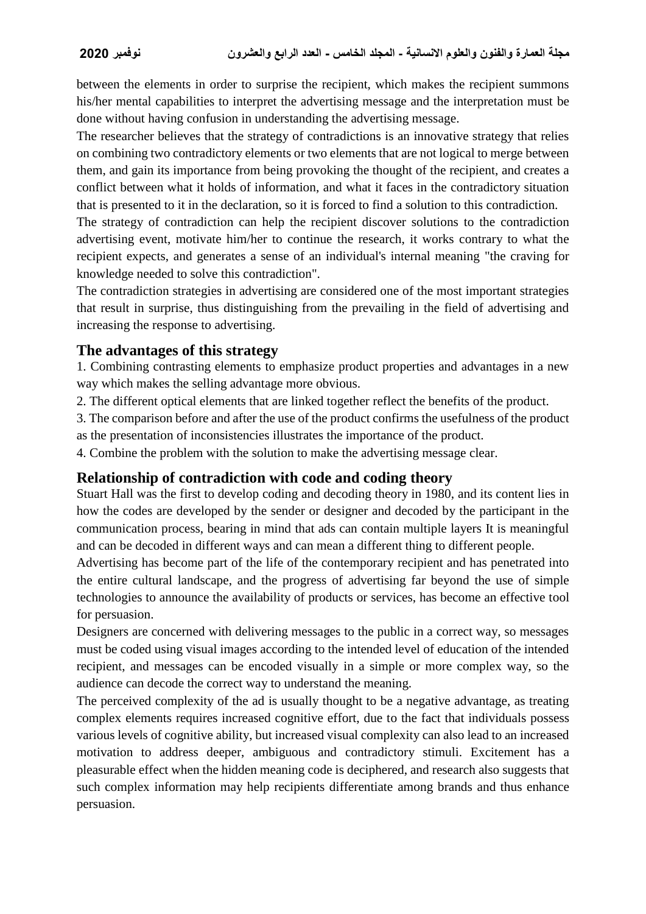between the elements in order to surprise the recipient, which makes the recipient summons his/her mental capabilities to interpret the advertising message and the interpretation must be done without having confusion in understanding the advertising message.

The researcher believes that the strategy of contradictions is an innovative strategy that relies on combining two contradictory elements or two elements that are not logical to merge between them, and gain its importance from being provoking the thought of the recipient, and creates a conflict between what it holds of information, and what it faces in the contradictory situation that is presented to it in the declaration, so it is forced to find a solution to this contradiction.

The strategy of contradiction can help the recipient discover solutions to the contradiction advertising event, motivate him/her to continue the research, it works contrary to what the recipient expects, and generates a sense of an individual's internal meaning "the craving for knowledge needed to solve this contradiction".

The contradiction strategies in advertising are considered one of the most important strategies that result in surprise, thus distinguishing from the prevailing in the field of advertising and increasing the response to advertising.

## The advantages of this strategy

1. Combining contrasting elements to emphasize product properties and advantages in a new way which makes the selling advantage more obvious.
2. The different optical elements that are linked together reflect the benefits of the product.
3. The comparison before and after the use of the product confirms the usefulness of the product as the presentation of inconsistencies illustrates the importance of the product.
4. Combine the problem with the solution to make the advertising message clear.

## Relationship of contradiction with code and coding theory

Stuart Hall was the first to develop coding and decoding theory in 1980, and its content lies in how the codes are developed by the sender or designer and decoded by the participant in the communication process, bearing in mind that ads can contain multiple layers It is meaningful and can be decoded in different ways and can mean a different thing to different people.

Advertising has become part of the life of the contemporary recipient and has penetrated into the entire cultural landscape, and the progress of advertising far beyond the use of simple technologies to announce the availability of products or services, has become an effective tool for persuasion.

Designers are concerned with delivering messages to the public in a correct way, so messages must be coded using visual images according to the intended level of education of the intended recipient, and messages can be encoded visually in a simple or more complex way, so the audience can decode the correct way to understand the meaning.

The perceived complexity of the ad is usually thought to be a negative advantage, as treating complex elements requires increased cognitive effort, due to the fact that individuals possess various levels of cognitive ability, but increased visual complexity can also lead to an increased motivation to address deeper, ambiguous and contradictory stimuli. Excitement has a pleasurable effect when the hidden meaning code is deciphered, and research also suggests that such complex information may help recipients differentiate among brands and thus enhance persuasion.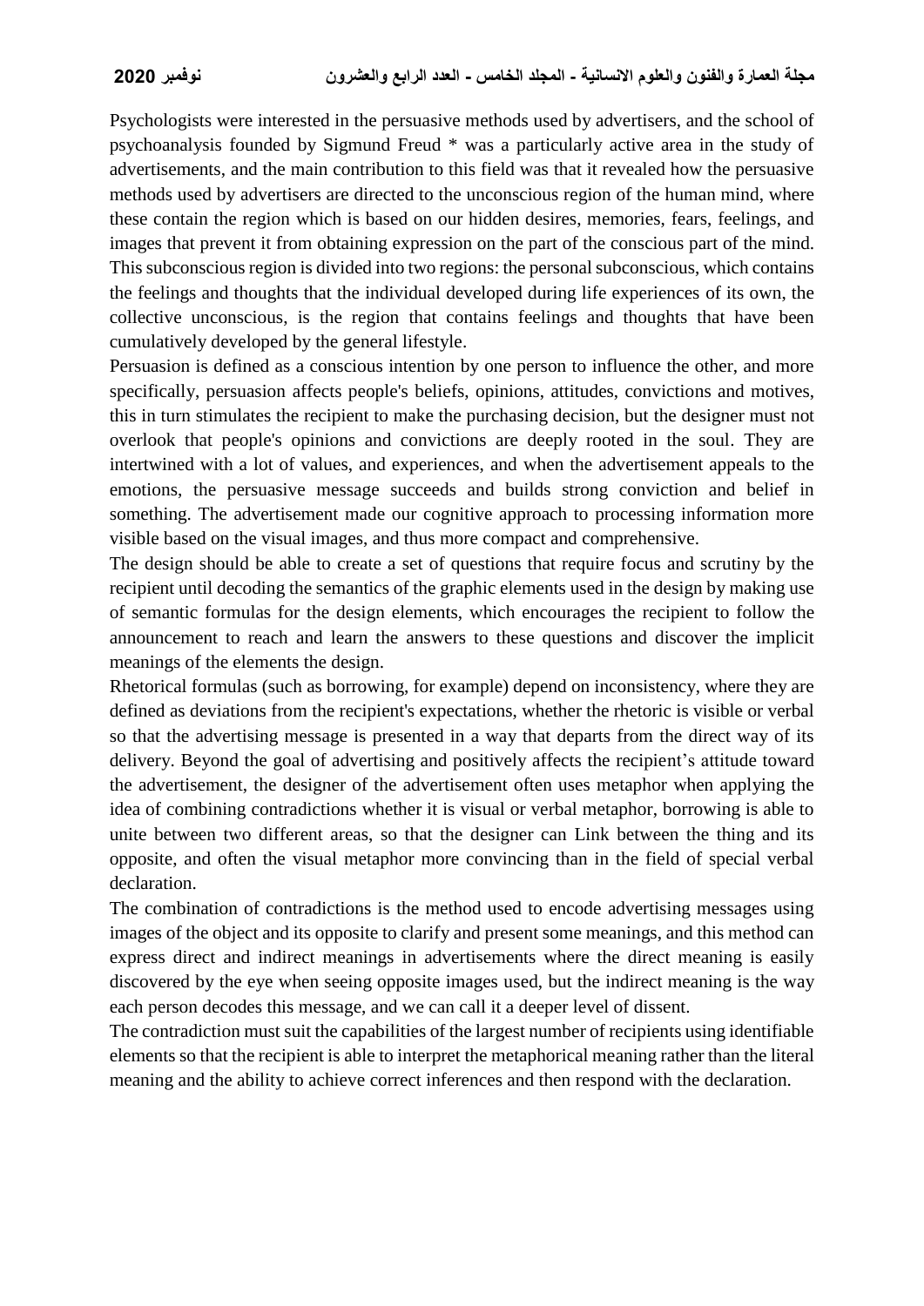Psychologists were interested in the persuasive methods used by advertisers, and the school of psychoanalysis founded by Sigmund Freud * was a particularly active area in the study of advertisements, and the main contribution to this field was that it revealed how the persuasive methods used by advertisers are directed to the unconscious region of the human mind, where these contain the region which is based on our hidden desires, memories, fears, feelings, and images that prevent it from obtaining expression on the part of the conscious part of the mind. This subconscious region is divided into two regions: the personal subconscious, which contains the feelings and thoughts that the individual developed during life experiences of its own, the collective unconscious, is the region that contains feelings and thoughts that have been cumulatively developed by the general lifestyle.

Persuasion is defined as a conscious intention by one person to influence the other, and more specifically, persuasion affects people's beliefs, opinions, attitudes, convictions and motives, this in turn stimulates the recipient to make the purchasing decision, but the designer must not overlook that people's opinions and convictions are deeply rooted in the soul. They are intertwined with a lot of values, and experiences, and when the advertisement appeals to the emotions, the persuasive message succeeds and builds strong conviction and belief in something. The advertisement made our cognitive approach to processing information more visible based on the visual images, and thus more compact and comprehensive.

The design should be able to create a set of questions that require focus and scrutiny by the recipient until decoding the semantics of the graphic elements used in the design by making use of semantic formulas for the design elements, which encourages the recipient to follow the announcement to reach and learn the answers to these questions and discover the implicit meanings of the elements the design.

Rhetorical formulas (such as borrowing, for example) depend on inconsistency, where they are defined as deviations from the recipient's expectations, whether the rhetoric is visible or verbal so that the advertising message is presented in a way that departs from the direct way of its delivery. Beyond the goal of advertising and positively affects the recipient's attitude toward the advertisement, the designer of the advertisement often uses metaphor when applying the idea of combining contradictions whether it is visual or verbal metaphor, borrowing is able to unite between two different areas, so that the designer can Link between the thing and its opposite, and often the visual metaphor more convincing than in the field of special verbal declaration.

The combination of contradictions is the method used to encode advertising messages using images of the object and its opposite to clarify and present some meanings, and this method can express direct and indirect meanings in advertisements where the direct meaning is easily discovered by the eye when seeing opposite images used, but the indirect meaning is the way each person decodes this message, and we can call it a deeper level of dissent.

The contradiction must suit the capabilities of the largest number of recipients using identifiable elements so that the recipient is able to interpret the metaphorical meaning rather than the literal meaning and the ability to achieve correct inferences and then respond with the declaration.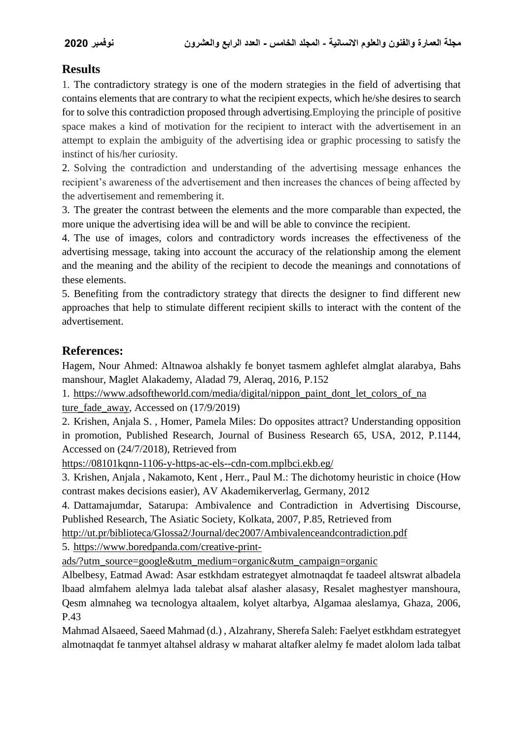## Results

1. The contradictory strategy is one of the modern strategies in the field of advertising that contains elements that are contrary to what the recipient expects, which he/she desires to search for to solve this contradiction proposed through advertising.Employing the principle of positive space makes a kind of motivation for the recipient to interact with the advertisement in an attempt to explain the ambiguity of the advertising idea or graphic processing to satisfy the instinct of his/her curiosity.
2. Solving the contradiction and understanding of the advertising message enhances the recipient's awareness of the advertisement and then increases the chances of being affected by the advertisement and remembering it.
3. The greater the contrast between the elements and the more comparable than expected, the more unique the advertising idea will be and will be able to convince the recipient.
4. The use of images, colors and contradictory words increases the effectiveness of the advertising message, taking into account the accuracy of the relationship among the element and the meaning and the ability of the recipient to decode the meanings and connotations of these elements.
5. Benefiting from the contradictory strategy that directs the designer to find different new approaches that help to stimulate different recipient skills to interact with the content of the advertisement.

## References:

Hagem, Nour Ahmed: Altnawoa alshakly fe bonyet tasmem aghlefet almglat alarabya, Bahs manshour, Maglet Alakademy, Aladad 79, Aleraq, 2016, P.152

1. https://www.adsoftheworld.com/media/digital/nippon_paint_dont_let_colors_of_nature_fade_away, Accessed on (17/9/2019)
2. Krishen, Anjala S. , Homer, Pamela Miles: Do opposites attract? Understanding opposition in promotion, Published Research, Journal of Business Research 65, USA, 2012, P.1144, Accessed on (24/7/2018), Retrieved from https://08101kqnn-1106-y-https-ac-els--cdn-com.mplbci.ekb.eg/
3. Krishen, Anjala , Nakamoto, Kent , Herr., Paul M.: The dichotomy heuristic in choice (How contrast makes decisions easier), AV Akademikerverlag, Germany, 2012
4. Dattamajumdar, Satarupa: Ambivalence and Contradiction in Advertising Discourse, Published Research, The Asiatic Society, Kolkata, 2007, P.85, Retrieved from http://ut.pr/biblioteca/Glossa2/Journal/dec2007/Ambivalenceandcontradiction.pdf
5. https://www.boredpanda.com/creative-print-ads/?utm_source=google&utm_medium=organic&utm_campaign=organic

Albelbesy, Eatmad Awad: Asar estkhdam estrategyet almotnaqdat fe taadeel altswrat albadela lbaad almfahem alelmya lada talebat alsaf alasher alasasy, Resalet maghestyer manshoura, Qesm almnaheg wa tecnologya altaalem, kolyet altarbya, Algamaa aleslamya, Ghaza, 2006, P.43

Mahmad Alsaeed, Saeed Mahmad (d.) , Alzahrany, Sherefa Saleh: Faelyet estkhdam estrategyet almotnaqdat fe tanmyet altahsel aldrasy w maharat altafker alelmy fe madet alolom lada talbat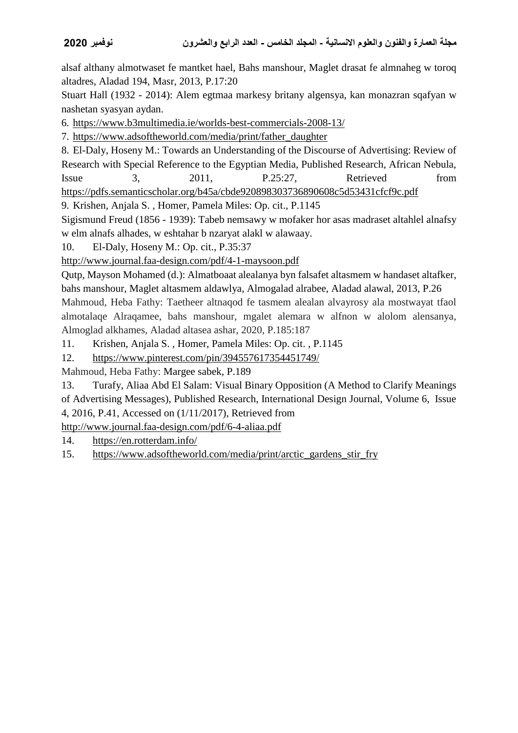alsaf althany almotwaset fe mantket hael, Bahs manshour, Maglet drasat fe almnaheg w toroq altadres, Aladad 194, Masr, 2013, P.17:20

Stuart Hall (1932 - 2014): Alem egtmaa markesy britany algensya, kan monazran sqafyan w nashetan syasyan aydan.

6. https://www.b3multimedia.ie/worlds-best-commercials-2008-13/
7. https://www.adsoftheworld.com/media/print/father_daughter
8. El-Daly, Hoseny M.: Towards an Understanding of the Discourse of Advertising: Review of Research with Special Reference to the Egyptian Media, Published Research, African Nebula, Issue 3, 2011, P.25:27, Retrieved from https://pdfs.semanticscholar.org/b45a/cbde920898303736890608c5d53431cfcf9c.pdf
9. Krishen, Anjala S. , Homer, Pamela Miles: Op. cit., P.1145

Sigismund Freud (1856 - 1939): Tabeb nemsawy w mofaker hor asas madraset altahlel alnafsy w elm alnafs alhades, w eshtahar b nzaryat alakl w alawaay.

10. El-Daly, Hoseny M.: Op. cit., P.35:37

http://www.journal.faa-design.com/pdf/4-1-maysoon.pdf

Qutp, Mayson Mohamed (d.): Almatboaat alealanya byn falsafet altasmem w handaset altafker, bahs manshour, Maglet altasmem aldawlya, Almogalad alrabee, Aladad alawal, 2013, P.26

Mahmoud, Heba Fathy: Taetheer altnaqod fe tasmem alealan alvayrosy ala mostwayat tfaol almotalaqe Alraqamee, bahs manshour, mgalet alemara w alfnon w alolom alensanya, Almoglad alkhames, Aladad altasea ashar, 2020, P.185:187

11. Krishen, Anjala S. , Homer, Pamela Miles: Op. cit. , P.1145
12. https://www.pinterest.com/pin/394557617354451749/

Mahmoud, Heba Fathy: Margee sabek, P.189

13. Turafy, Aliaa Abd El Salam: Visual Binary Opposition (A Method to Clarify Meanings of Advertising Messages), Published Research, International Design Journal, Volume 6, Issue 4, 2016, P.41, Accessed on (1/11/2017), Retrieved from http://www.journal.faa-design.com/pdf/6-4-aliaa.pdf
14. https://en.rotterdam.info/
15. https://www.adsoftheworld.com/media/print/arctic_gardens_stir_fry